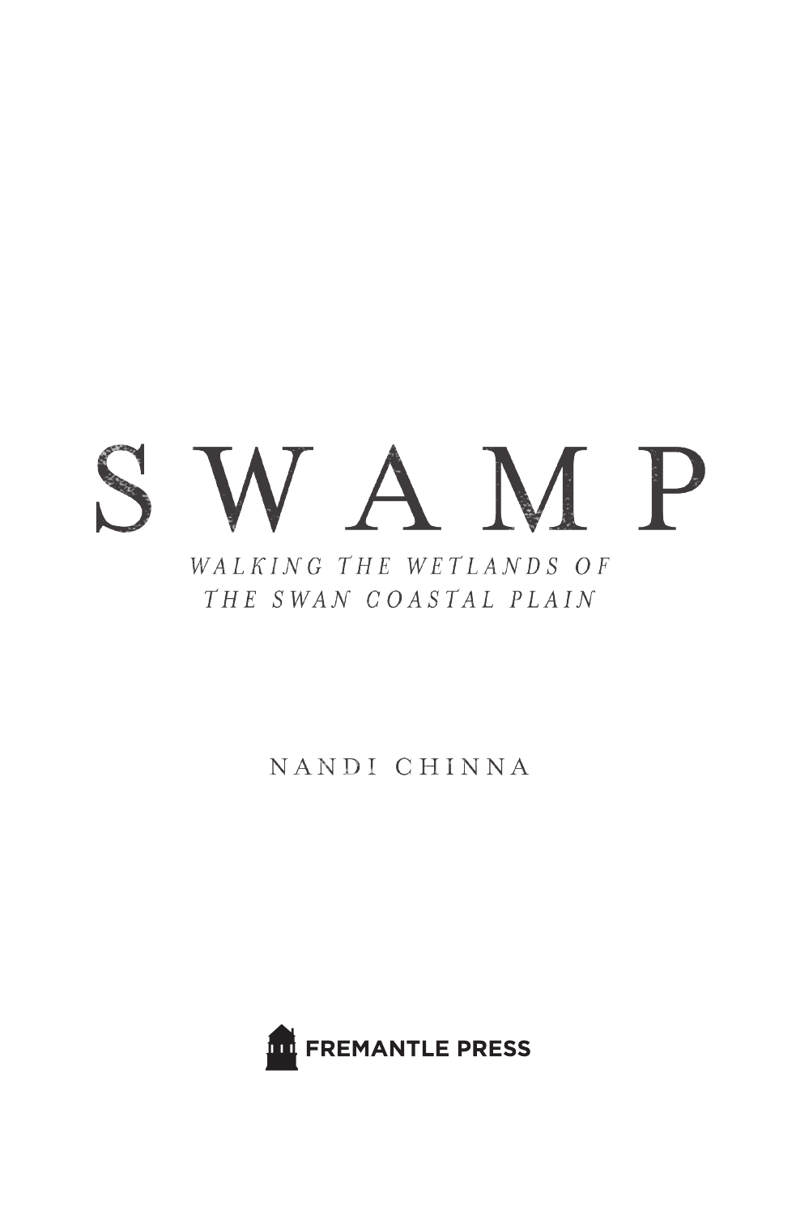# SWAMP

*WALKING THE WETLANDS OF THE SWAN COASTAL PLAIN*

NANDI CHINNA

FREMANTLE PRESS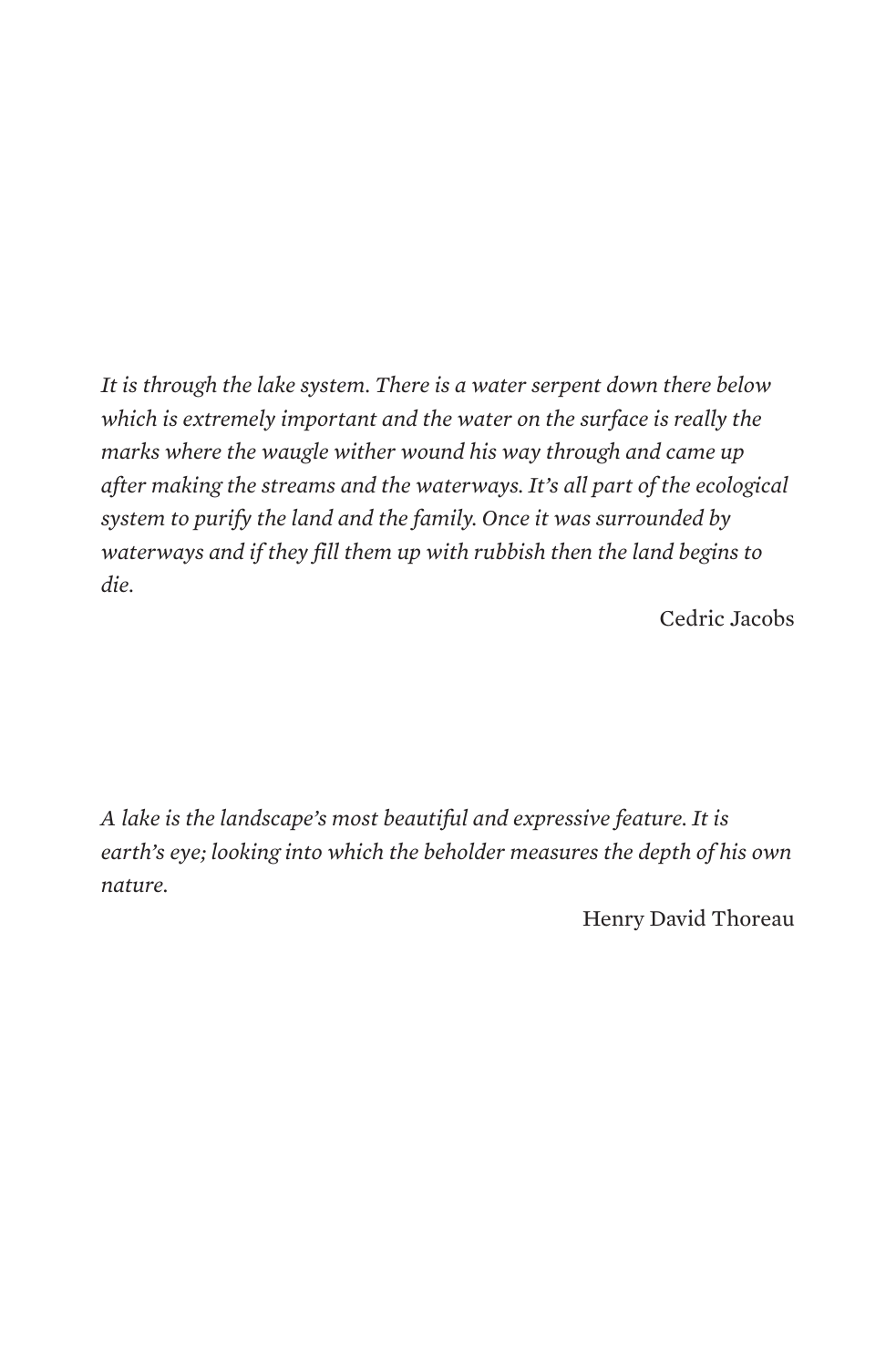*It is through the lake system. There is a water serpent down there below which is extremely important and the water on the surface is really the marks where the waugle wither wound his way through and came up after making the streams and the waterways. It's all part of the ecological system to purify the land and the family. Once it was surrounded by waterways and if they fill them up with rubbish then the land begins to die.*

Cedric Jacobs

*A lake is the landscape's most beautiful and expressive feature. It is earth's eye; looking into which the beholder measures the depth of his own nature.*

Henry David Thoreau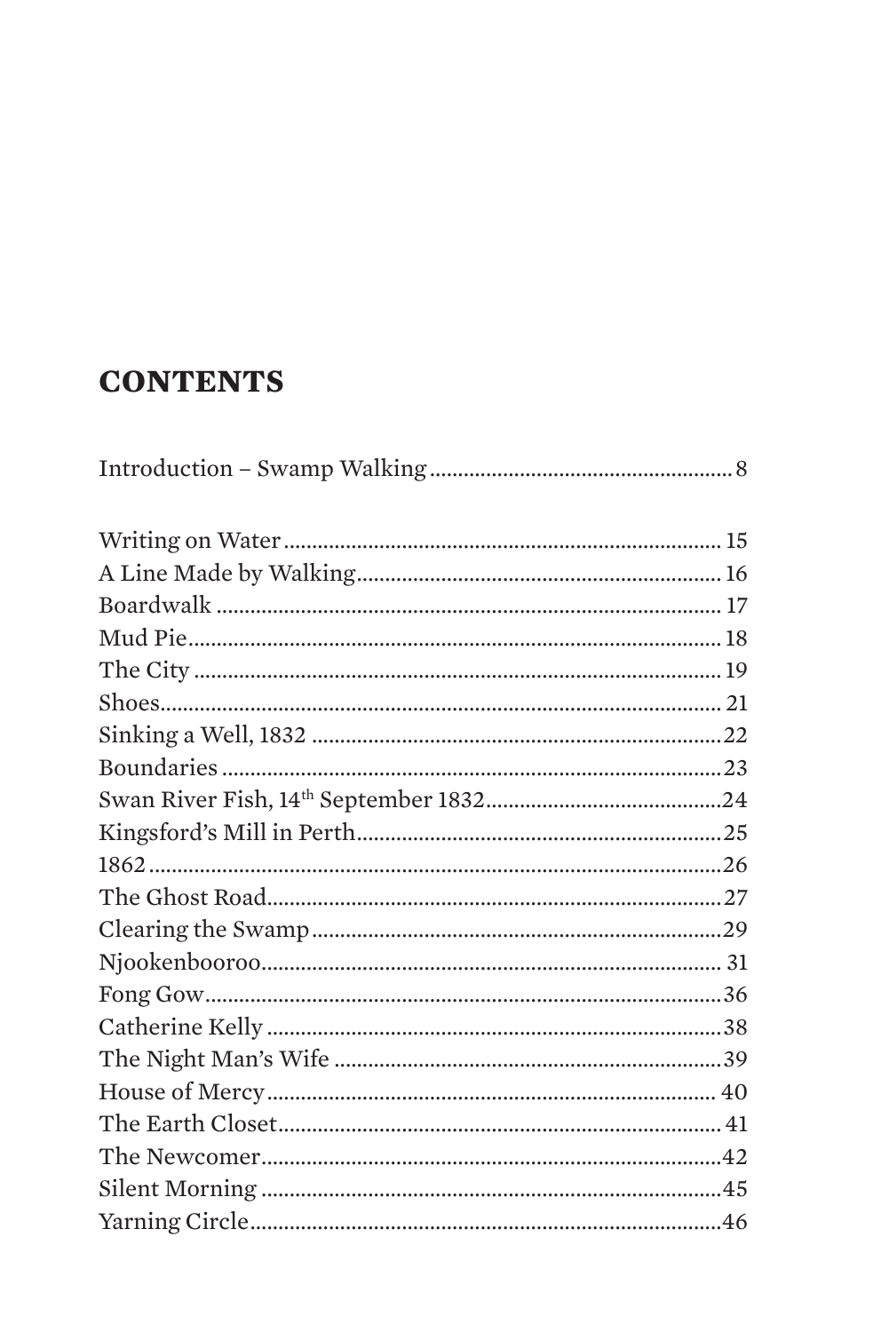## CONTENTS

Introduction – Swamp Walking ........ 8

Writing on Water ........ 15
A Line Made by Walking ........ 16
Boardwalk ........ 17
Mud Pie ........ 18
The City ........ 19
Shoes ........ 21
Sinking a Well, 1832 ........ 22
Boundaries ........ 23
Swan River Fish, 14th September 1832 ........ 24
Kingsford's Mill in Perth ........ 25
1862 ........ 26
The Ghost Road ........ 27
Clearing the Swamp ........ 29
Njookenbooroo ........ 31
Fong Gow ........ 36
Catherine Kelly ........ 38
The Night Man's Wife ........ 39
House of Mercy ........ 40
The Earth Closet ........ 41
The Newcomer ........ 42
Silent Morning ........ 45
Yarning Circle ........ 46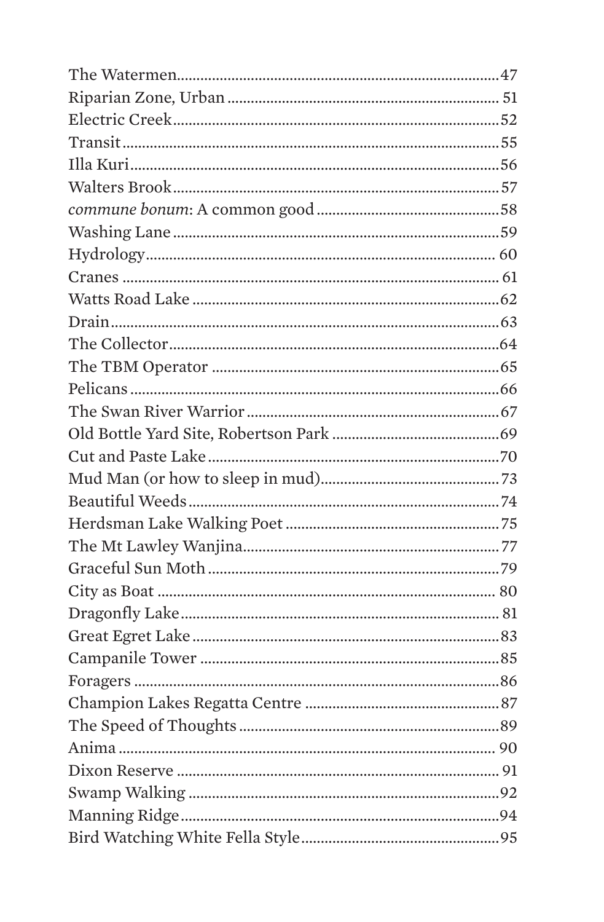The Watermen.................................................................................47
Riparian Zone, Urban.......................................................................51
Electric Creek...................................................................................52
Transit...............................................................................................55
Illa Kuri.............................................................................................56
Walters Brook...................................................................................57
*commune bonum*: A common good..............................................58
Washing Lane...................................................................................59
Hydrology.........................................................................................60
Cranes...............................................................................................61
Watts Road Lake...............................................................................62
Drain.................................................................................................63
The Collector....................................................................................64
The TBM Operator............................................................................65
Pelicans.............................................................................................66
The Swan River Warrior....................................................................67
Old Bottle Yard Site, Robertson Park...............................................69
Cut and Paste Lake...........................................................................70
Mud Man (or how to sleep in mud)..................................................73
Beautiful Weeds................................................................................74
Herdsman Lake Walking Poet...........................................................75
The Mt Lawley Wanjina....................................................................77
Graceful Sun Moth............................................................................79
City as Boat......................................................................................80
Dragonfly Lake.................................................................................81
Great Egret Lake...............................................................................83
Campanile Tower.............................................................................85
Foragers............................................................................................86
Champion Lakes Regatta Centre......................................................87
The Speed of Thoughts.....................................................................89
Anima...............................................................................................90
Dixon Reserve..................................................................................91
Swamp Walking................................................................................92
Manning Ridge..................................................................................94
Bird Watching White Fella Style.......................................................95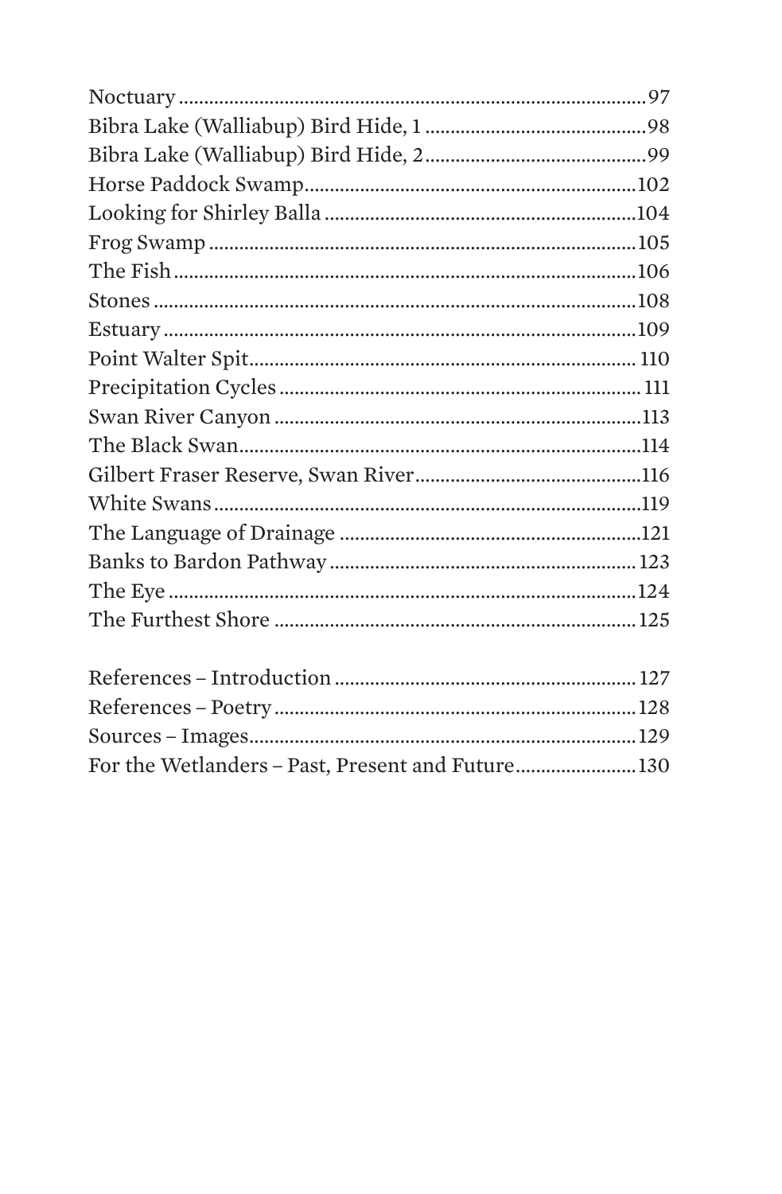Noctuary ........................................................................................97
Bibra Lake (Walliabup) Bird Hide, 1 ...........................................98
Bibra Lake (Walliabup) Bird Hide, 2...........................................99
Horse Paddock Swamp...............................................................102
Looking for Shirley Balla ...........................................................104
Frog Swamp ..................................................................................105
The Fish........................................................................................106
Stones ...........................................................................................108
Estuary ..........................................................................................109
Point Walter Spit.......................................................................... 110
Precipitation Cycles ..................................................................... 111
Swan River Canyon .......................................................................113
The Black Swan.............................................................................114
Gilbert Fraser Reserve, Swan River............................................116
White Swans..................................................................................119
The Language of Drainage ..........................................................121
Banks to Bardon Pathway ........................................................... 123
The Eye .........................................................................................124
The Furthest Shore ...................................................................... 125

References – Introduction .......................................................... 127
References – Poetry ......................................................................128
Sources – Images...........................................................................129
For the Wetlanders – Past, Present and Future.......................130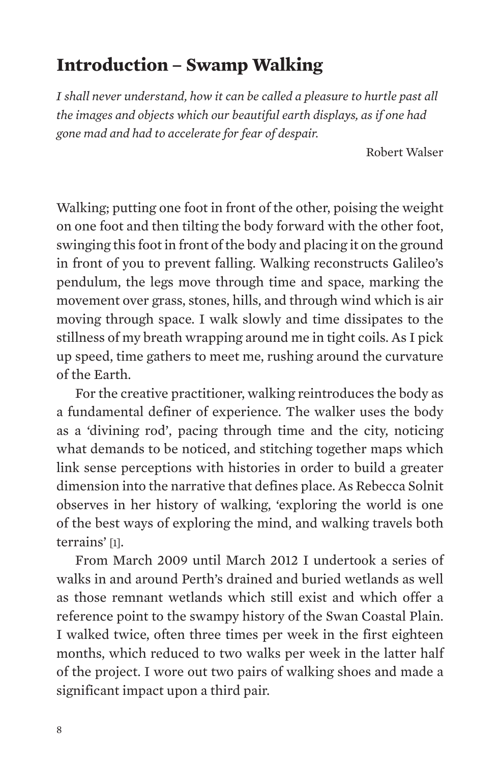# Introduction – Swamp Walking

*I shall never understand, how it can be called a pleasure to hurtle past all the images and objects which our beautiful earth displays, as if one had gone mad and had to accelerate for fear of despair.*

Robert Walser

Walking; putting one foot in front of the other, poising the weight on one foot and then tilting the body forward with the other foot, swinging this foot in front of the body and placing it on the ground in front of you to prevent falling. Walking reconstructs Galileo's pendulum, the legs move through time and space, marking the movement over grass, stones, hills, and through wind which is air moving through space. I walk slowly and time dissipates to the stillness of my breath wrapping around me in tight coils. As I pick up speed, time gathers to meet me, rushing around the curvature of the Earth.

For the creative practitioner, walking reintroduces the body as a fundamental definer of experience. The walker uses the body as a 'divining rod', pacing through time and the city, noticing what demands to be noticed, and stitching together maps which link sense perceptions with histories in order to build a greater dimension into the narrative that defines place. As Rebecca Solnit observes in her history of walking, 'exploring the world is one of the best ways of exploring the mind, and walking travels both terrains' [1].

From March 2009 until March 2012 I undertook a series of walks in and around Perth's drained and buried wetlands as well as those remnant wetlands which still exist and which offer a reference point to the swampy history of the Swan Coastal Plain. I walked twice, often three times per week in the first eighteen months, which reduced to two walks per week in the latter half of the project. I wore out two pairs of walking shoes and made a significant impact upon a third pair.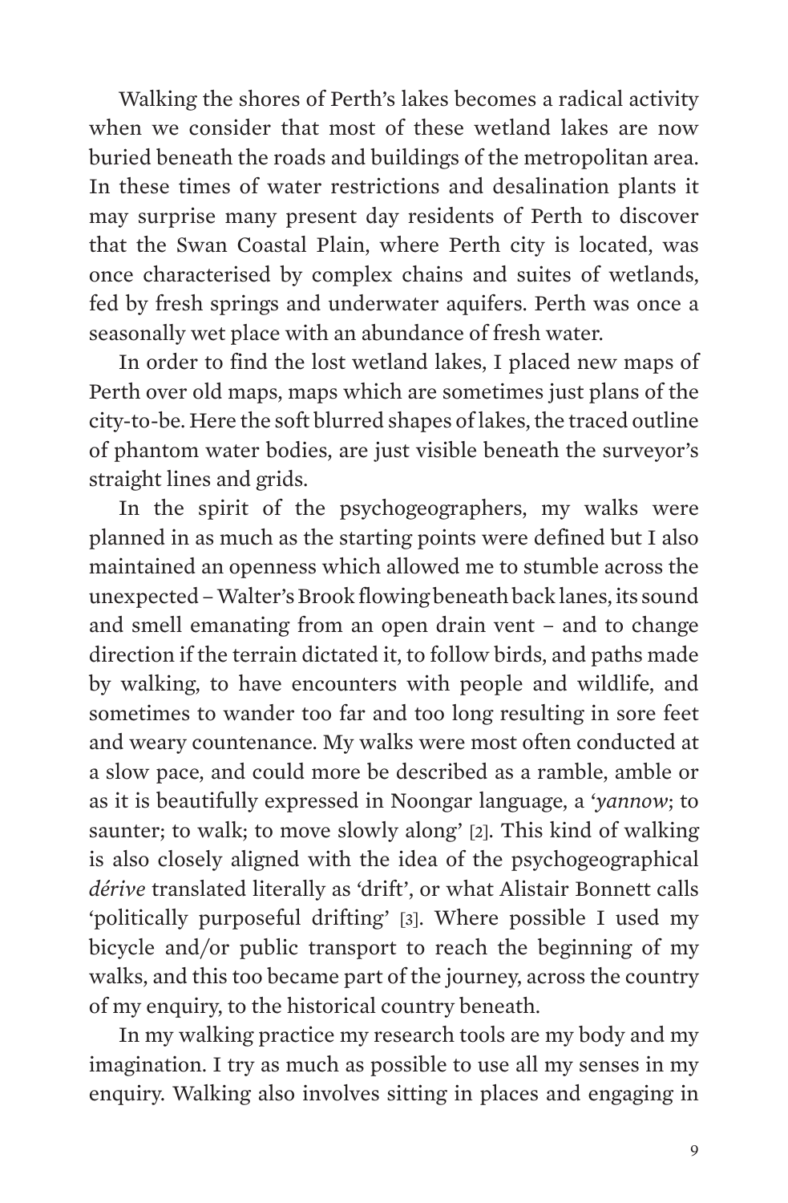Walking the shores of Perth's lakes becomes a radical activity when we consider that most of these wetland lakes are now buried beneath the roads and buildings of the metropolitan area. In these times of water restrictions and desalination plants it may surprise many present day residents of Perth to discover that the Swan Coastal Plain, where Perth city is located, was once characterised by complex chains and suites of wetlands, fed by fresh springs and underwater aquifers. Perth was once a seasonally wet place with an abundance of fresh water.

In order to find the lost wetland lakes, I placed new maps of Perth over old maps, maps which are sometimes just plans of the city-to-be. Here the soft blurred shapes of lakes, the traced outline of phantom water bodies, are just visible beneath the surveyor's straight lines and grids.

In the spirit of the psychogeographers, my walks were planned in as much as the starting points were defined but I also maintained an openness which allowed me to stumble across the unexpected – Walter's Brook flowing beneath back lanes, its sound and smell emanating from an open drain vent – and to change direction if the terrain dictated it, to follow birds, and paths made by walking, to have encounters with people and wildlife, and sometimes to wander too far and too long resulting in sore feet and weary countenance. My walks were most often conducted at a slow pace, and could more be described as a ramble, amble or as it is beautifully expressed in Noongar language, a '*yannow*; to saunter; to walk; to move slowly along' [2]. This kind of walking is also closely aligned with the idea of the psychogeographical *dérive* translated literally as 'drift', or what Alistair Bonnett calls 'politically purposeful drifting' [3]. Where possible I used my bicycle and/or public transport to reach the beginning of my walks, and this too became part of the journey, across the country of my enquiry, to the historical country beneath.

In my walking practice my research tools are my body and my imagination. I try as much as possible to use all my senses in my enquiry. Walking also involves sitting in places and engaging in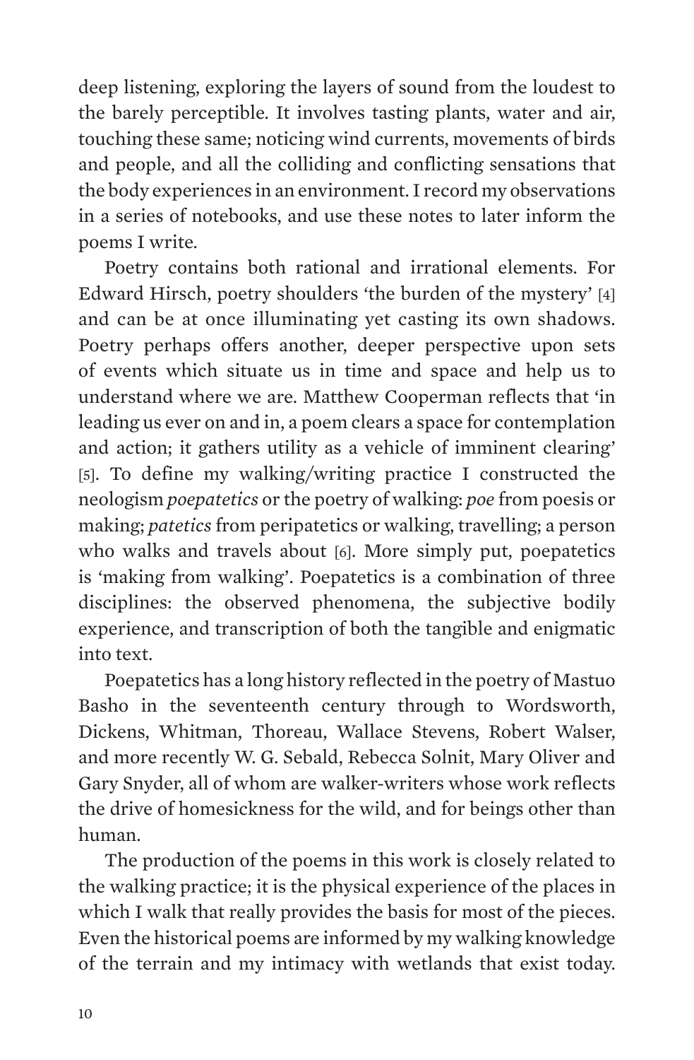deep listening, exploring the layers of sound from the loudest to the barely perceptible. It involves tasting plants, water and air, touching these same; noticing wind currents, movements of birds and people, and all the colliding and conflicting sensations that the body experiences in an environment. I record my observations in a series of notebooks, and use these notes to later inform the poems I write.

Poetry contains both rational and irrational elements. For Edward Hirsch, poetry shoulders 'the burden of the mystery' [4] and can be at once illuminating yet casting its own shadows. Poetry perhaps offers another, deeper perspective upon sets of events which situate us in time and space and help us to understand where we are. Matthew Cooperman reflects that 'in leading us ever on and in, a poem clears a space for contemplation and action; it gathers utility as a vehicle of imminent clearing' [5]. To define my walking/writing practice I constructed the neologism *poepatetics* or the poetry of walking: *poe* from poesis or making; *patetics* from peripatetics or walking, travelling; a person who walks and travels about [6]. More simply put, poepatetics is 'making from walking'. Poepatetics is a combination of three disciplines: the observed phenomena, the subjective bodily experience, and transcription of both the tangible and enigmatic into text.

Poepatetics has a long history reflected in the poetry of Mastuo Basho in the seventeenth century through to Wordsworth, Dickens, Whitman, Thoreau, Wallace Stevens, Robert Walser, and more recently W. G. Sebald, Rebecca Solnit, Mary Oliver and Gary Snyder, all of whom are walker-writers whose work reflects the drive of homesickness for the wild, and for beings other than human.

The production of the poems in this work is closely related to the walking practice; it is the physical experience of the places in which I walk that really provides the basis for most of the pieces. Even the historical poems are informed by my walking knowledge of the terrain and my intimacy with wetlands that exist today.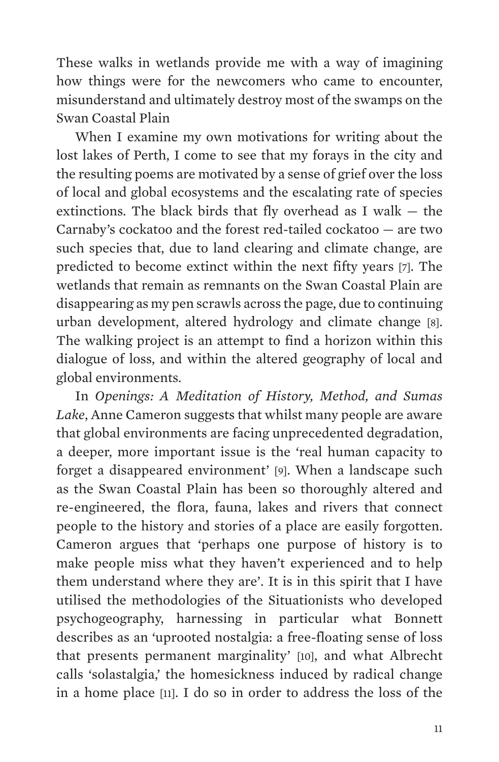These walks in wetlands provide me with a way of imagining how things were for the newcomers who came to encounter, misunderstand and ultimately destroy most of the swamps on the Swan Coastal Plain

When I examine my own motivations for writing about the lost lakes of Perth, I come to see that my forays in the city and the resulting poems are motivated by a sense of grief over the loss of local and global ecosystems and the escalating rate of species extinctions. The black birds that fly overhead as I walk — the Carnaby's cockatoo and the forest red-tailed cockatoo — are two such species that, due to land clearing and climate change, are predicted to become extinct within the next fifty years [7]. The wetlands that remain as remnants on the Swan Coastal Plain are disappearing as my pen scrawls across the page, due to continuing urban development, altered hydrology and climate change [8]. The walking project is an attempt to find a horizon within this dialogue of loss, and within the altered geography of local and global environments.

In *Openings: A Meditation of History, Method, and Sumas Lake*, Anne Cameron suggests that whilst many people are aware that global environments are facing unprecedented degradation, a deeper, more important issue is the 'real human capacity to forget a disappeared environment' [9]. When a landscape such as the Swan Coastal Plain has been so thoroughly altered and re-engineered, the flora, fauna, lakes and rivers that connect people to the history and stories of a place are easily forgotten. Cameron argues that 'perhaps one purpose of history is to make people miss what they haven't experienced and to help them understand where they are'. It is in this spirit that I have utilised the methodologies of the Situationists who developed psychogeography, harnessing in particular what Bonnett describes as an 'uprooted nostalgia: a free-floating sense of loss that presents permanent marginality' [10], and what Albrecht calls 'solastalgia,' the homesickness induced by radical change in a home place [11]. I do so in order to address the loss of the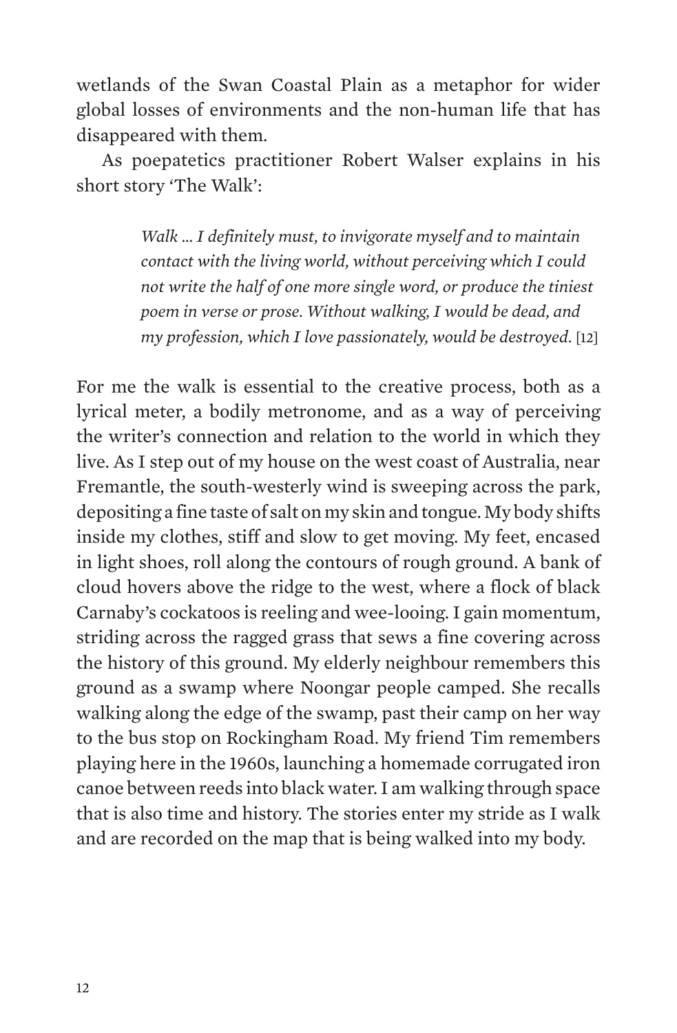wetlands of the Swan Coastal Plain as a metaphor for wider global losses of environments and the non-human life that has disappeared with them.

As poepatetics practitioner Robert Walser explains in his short story 'The Walk':

> *Walk … I definitely must, to invigorate myself and to maintain contact with the living world, without perceiving which I could not write the half of one more single word, or produce the tiniest poem in verse or prose. Without walking, I would be dead, and my profession, which I love passionately, would be destroyed.* [12]

For me the walk is essential to the creative process, both as a lyrical meter, a bodily metronome, and as a way of perceiving the writer's connection and relation to the world in which they live. As I step out of my house on the west coast of Australia, near Fremantle, the south-westerly wind is sweeping across the park, depositing a fine taste of salt on my skin and tongue. My body shifts inside my clothes, stiff and slow to get moving. My feet, encased in light shoes, roll along the contours of rough ground. A bank of cloud hovers above the ridge to the west, where a flock of black Carnaby's cockatoos is reeling and wee-looing. I gain momentum, striding across the ragged grass that sews a fine covering across the history of this ground. My elderly neighbour remembers this ground as a swamp where Noongar people camped. She recalls walking along the edge of the swamp, past their camp on her way to the bus stop on Rockingham Road. My friend Tim remembers playing here in the 1960s, launching a homemade corrugated iron canoe between reeds into black water. I am walking through space that is also time and history. The stories enter my stride as I walk and are recorded on the map that is being walked into my body.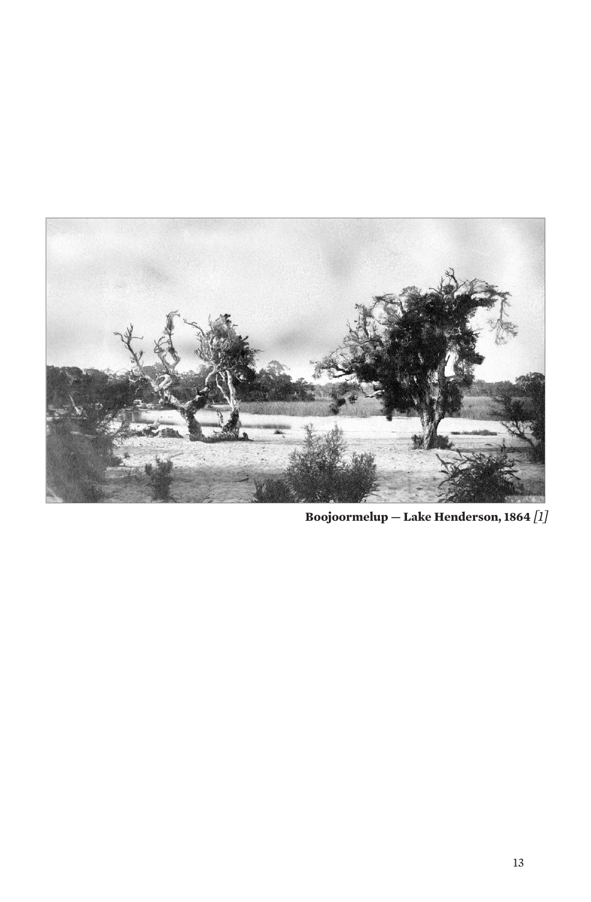**Boojoormelup — Lake Henderson, 1864** *[1]*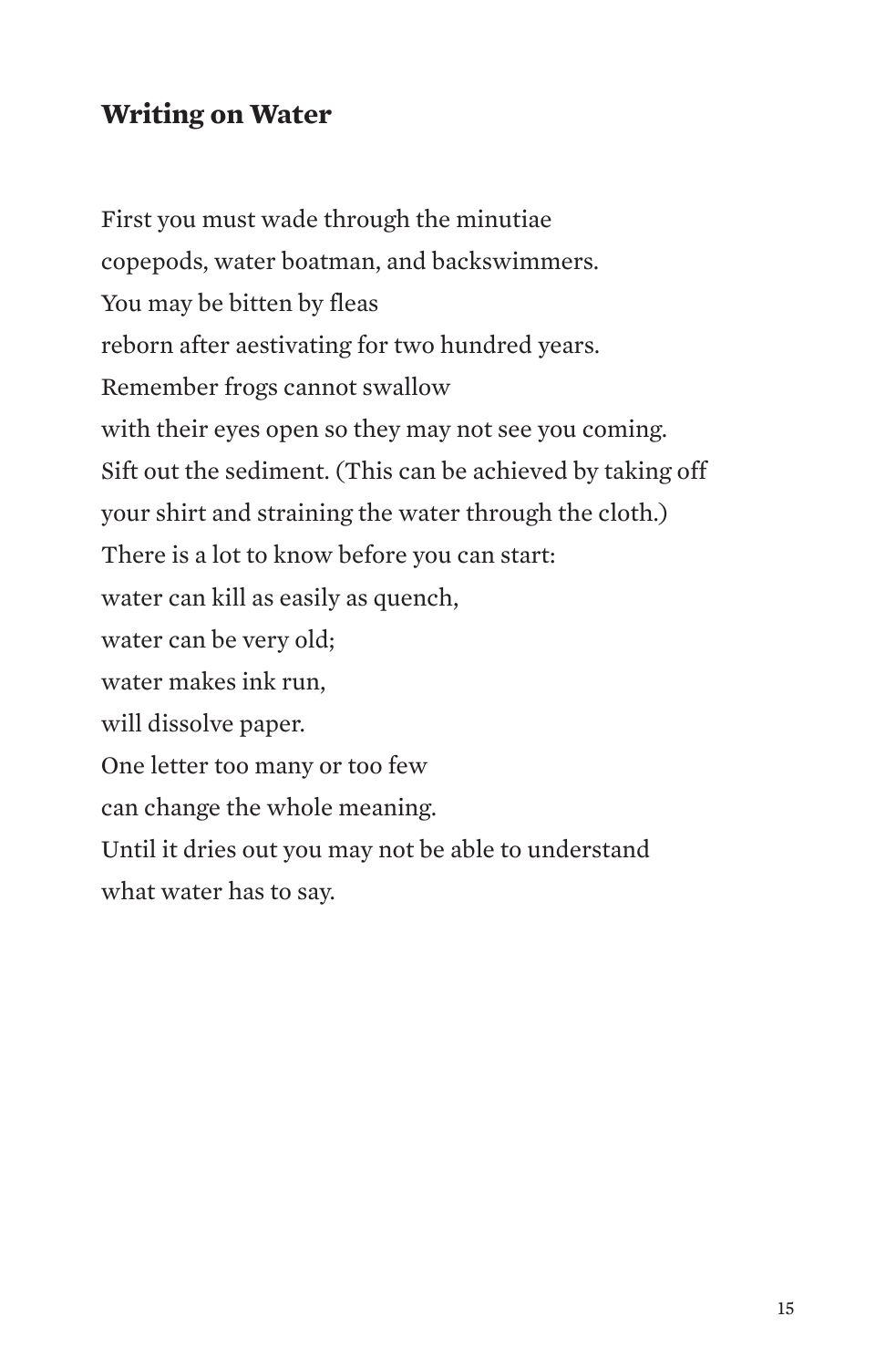## Writing on Water

First you must wade through the minutiae  
copepods, water boatman, and backswimmers.  
You may be bitten by fleas  
reborn after aestivating for two hundred years.  
Remember frogs cannot swallow  
with their eyes open so they may not see you coming.  
Sift out the sediment. (This can be achieved by taking off  
your shirt and straining the water through the cloth.)  
There is a lot to know before you can start:  
water can kill as easily as quench,  
water can be very old;  
water makes ink run,  
will dissolve paper.  
One letter too many or too few  
can change the whole meaning.  
Until it dries out you may not be able to understand  
what water has to say.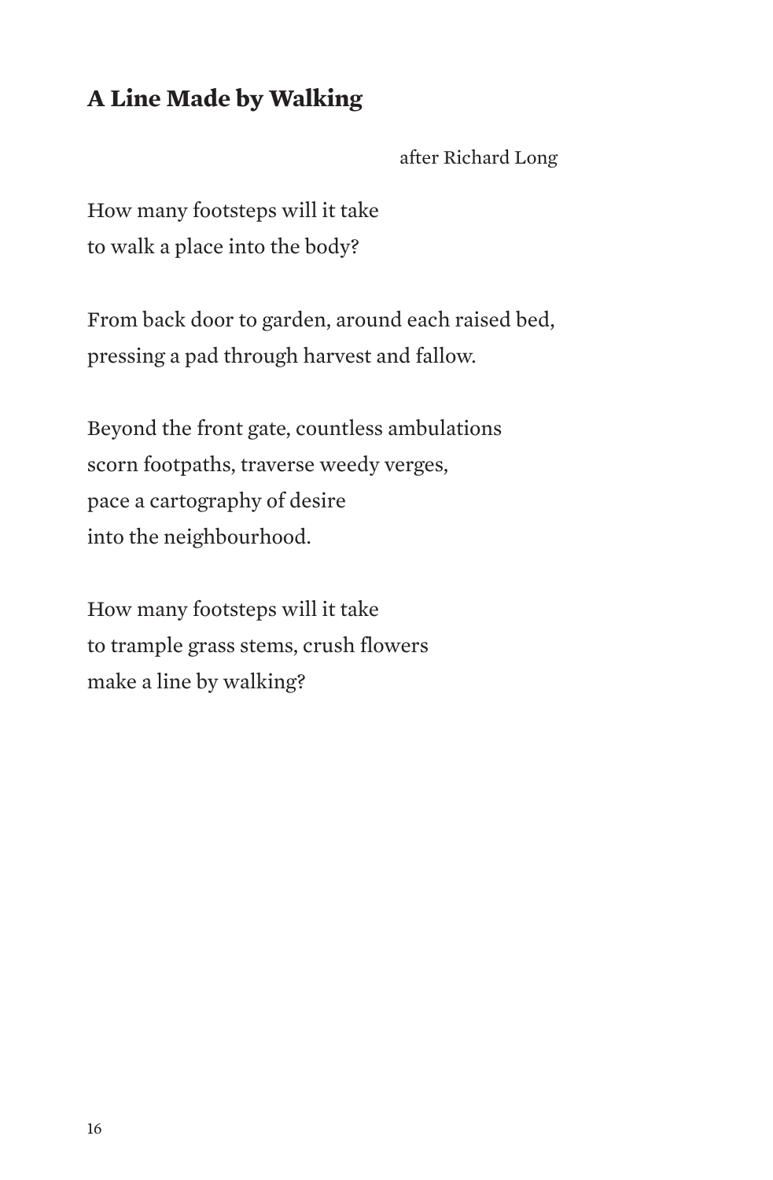## A Line Made by Walking

after Richard Long

How many footsteps will it take  
to walk a place into the body?

From back door to garden, around each raised bed,  
pressing a pad through harvest and fallow.

Beyond the front gate, countless ambulations  
scorn footpaths, traverse weedy verges,  
pace a cartography of desire  
into the neighbourhood.

How many footsteps will it take  
to trample grass stems, crush flowers  
make a line by walking?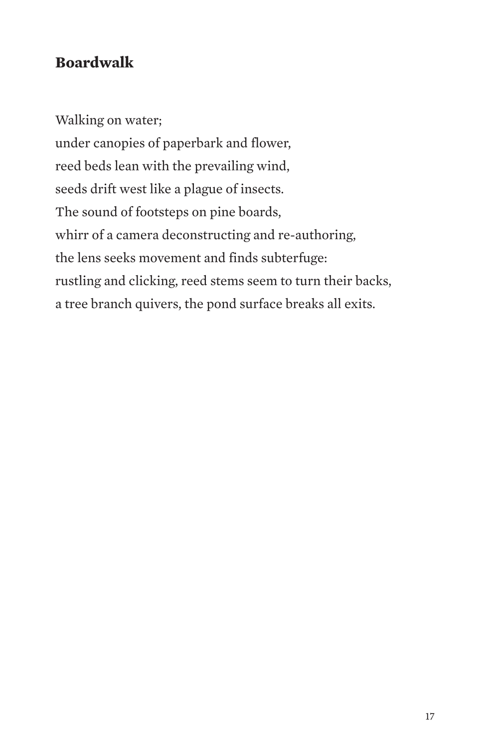## Boardwalk

Walking on water;  
under canopies of paperbark and flower,  
reed beds lean with the prevailing wind,  
seeds drift west like a plague of insects.  
The sound of footsteps on pine boards,  
whirr of a camera deconstructing and re-authoring,  
the lens seeks movement and finds subterfuge:  
rustling and clicking, reed stems seem to turn their backs,  
a tree branch quivers, the pond surface breaks all exits.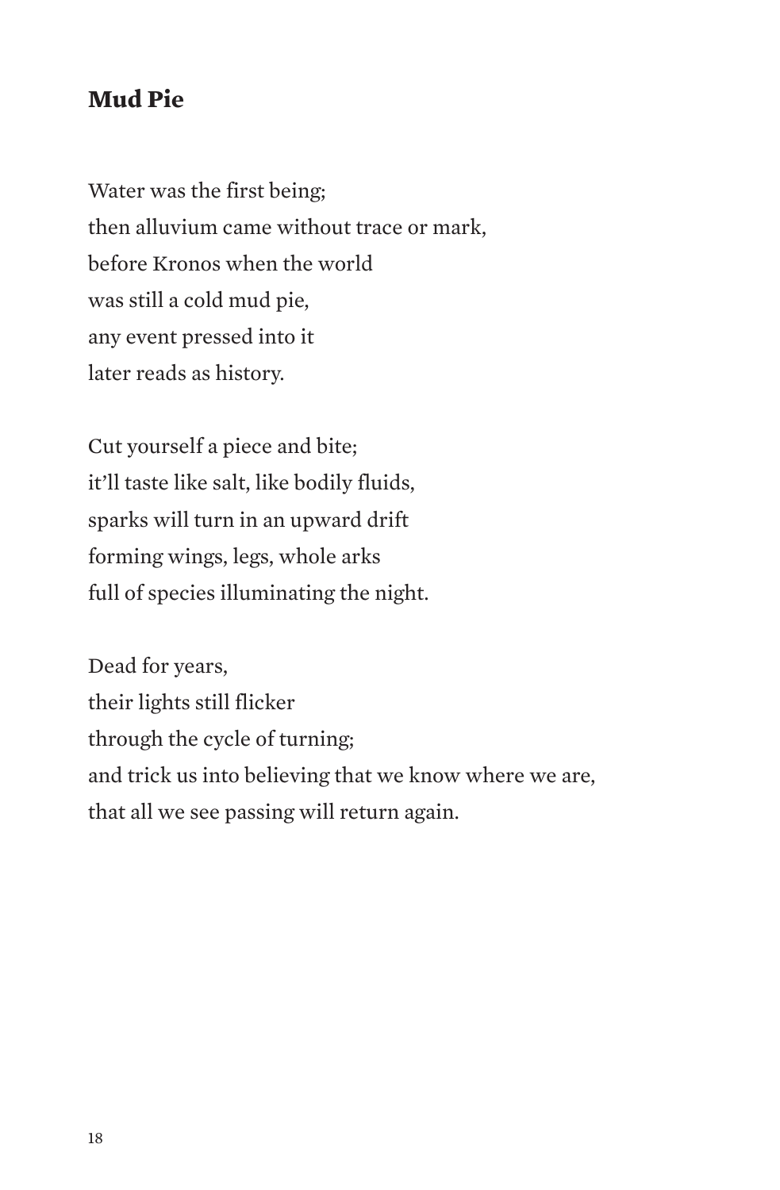## Mud Pie

Water was the first being;  
then alluvium came without trace or mark,  
before Kronos when the world  
was still a cold mud pie,  
any event pressed into it  
later reads as history.

Cut yourself a piece and bite;  
it'll taste like salt, like bodily fluids,  
sparks will turn in an upward drift  
forming wings, legs, whole arks  
full of species illuminating the night.

Dead for years,  
their lights still flicker  
through the cycle of turning;  
and trick us into believing that we know where we are,  
that all we see passing will return again.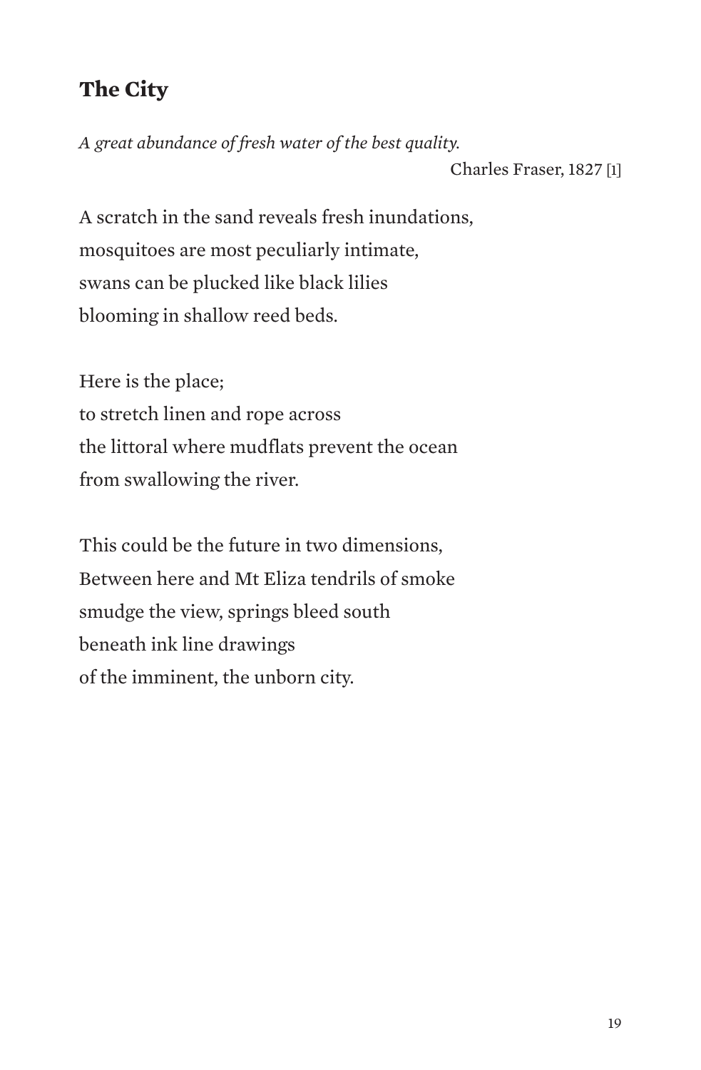## The City

*A great abundance of fresh water of the best quality.*

Charles Fraser, 1827 [1]

A scratch in the sand reveals fresh inundations,  
mosquitoes are most peculiarly intimate,  
swans can be plucked like black lilies  
blooming in shallow reed beds.

Here is the place;  
to stretch linen and rope across  
the littoral where mudflats prevent the ocean  
from swallowing the river.

This could be the future in two dimensions,  
Between here and Mt Eliza tendrils of smoke  
smudge the view, springs bleed south  
beneath ink line drawings  
of the imminent, the unborn city.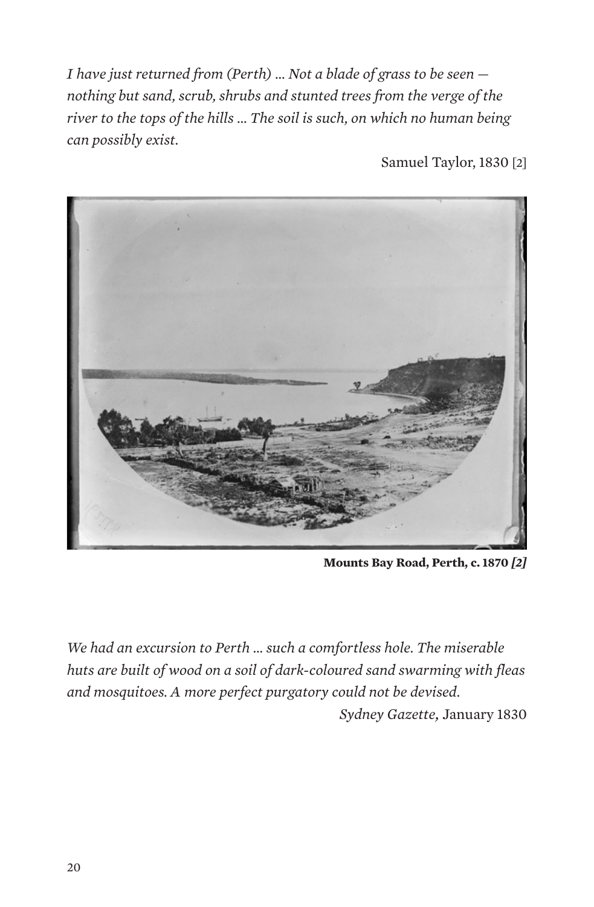*I have just returned from (Perth) … Not a blade of grass to be seen — nothing but sand, scrub, shrubs and stunted trees from the verge of the river to the tops of the hills … The soil is such, on which no human being can possibly exist.*

Samuel Taylor, 1830 [2]

**Mounts Bay Road, Perth, c. 1870** ***[2]***

*We had an excursion to Perth … such a comfortless hole. The miserable huts are built of wood on a soil of dark-coloured sand swarming with fleas and mosquitoes. A more perfect purgatory could not be devised.*

*Sydney Gazette,* January 1830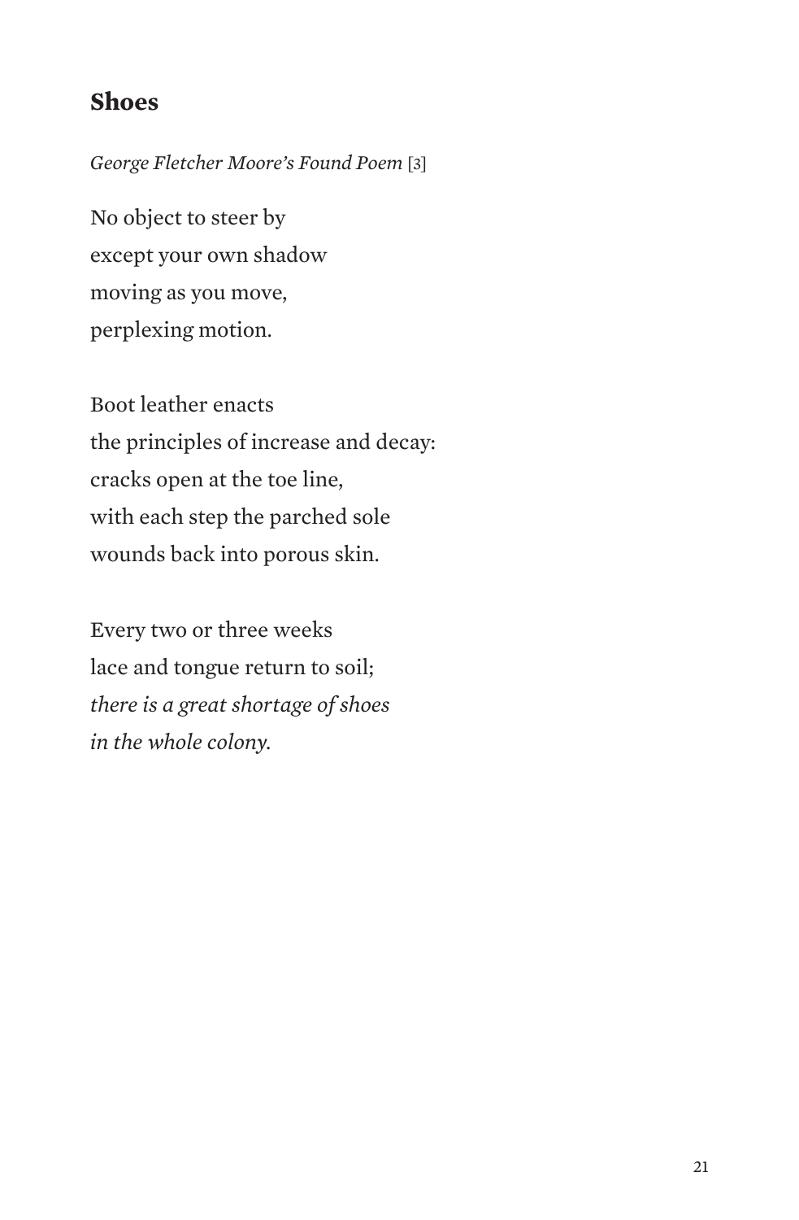## Shoes

*George Fletcher Moore's Found Poem* [3]

No object to steer by  
except your own shadow  
moving as you move,  
perplexing motion.

Boot leather enacts  
the principles of increase and decay:  
cracks open at the toe line,  
with each step the parched sole  
wounds back into porous skin.

Every two or three weeks  
lace and tongue return to soil;  
*there is a great shortage of shoes*  
*in the whole colony.*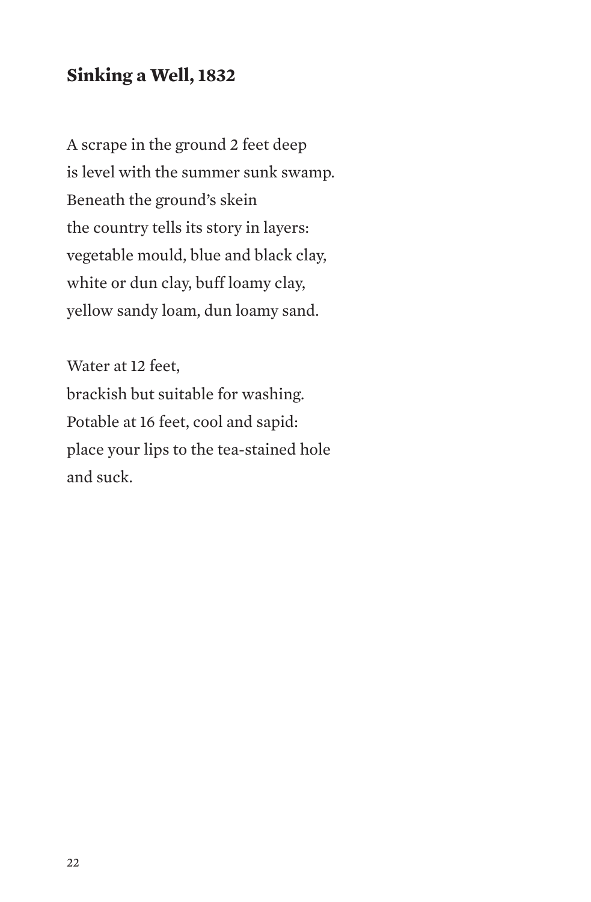## Sinking a Well, 1832

A scrape in the ground 2 feet deep  
is level with the summer sunk swamp.  
Beneath the ground's skein  
the country tells its story in layers:  
vegetable mould, blue and black clay,  
white or dun clay, buff loamy clay,  
yellow sandy loam, dun loamy sand.

Water at 12 feet,  
brackish but suitable for washing.  
Potable at 16 feet, cool and sapid:  
place your lips to the tea-stained hole  
and suck.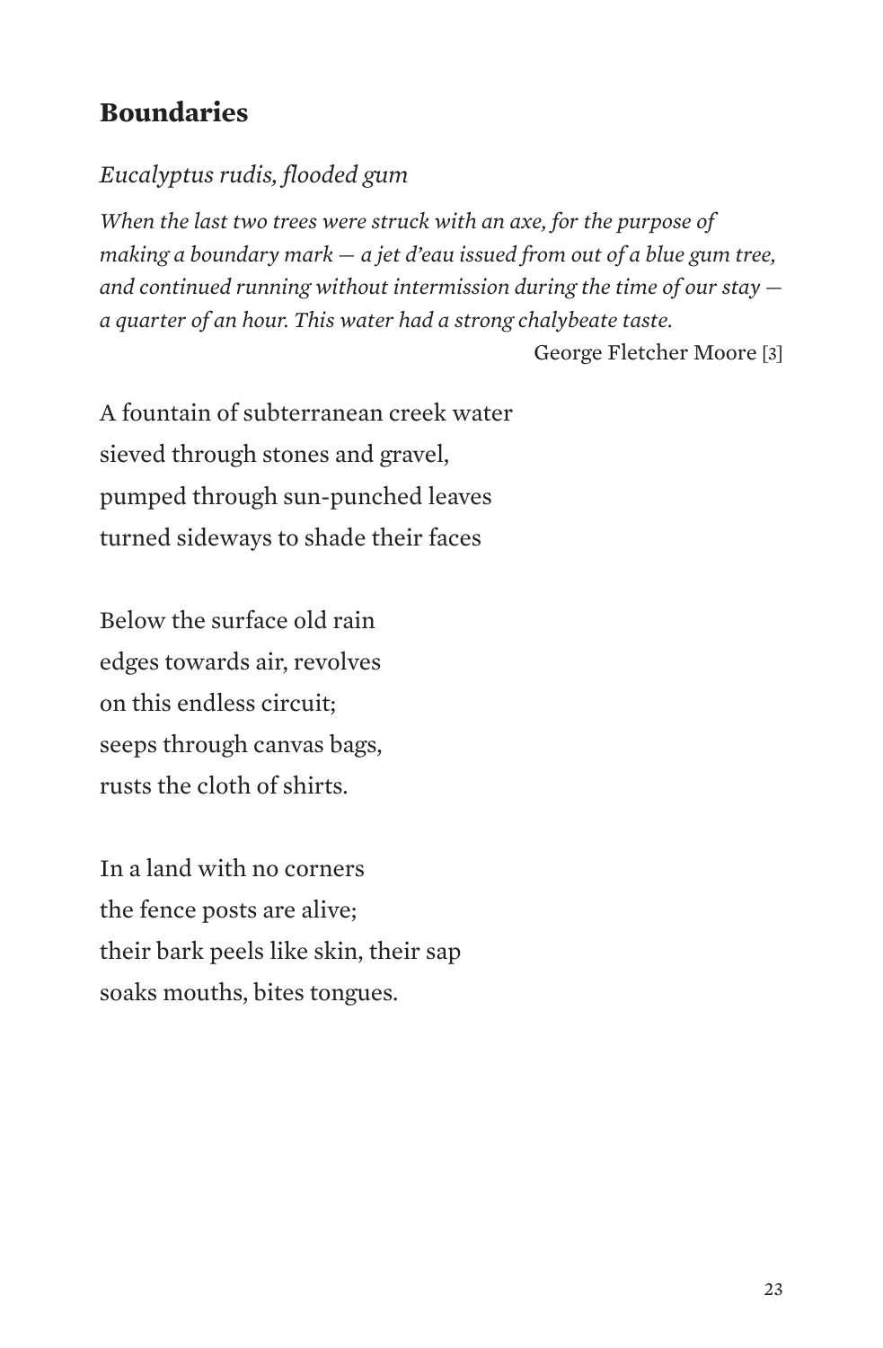## Boundaries

*Eucalyptus rudis, flooded gum*

*When the last two trees were struck with an axe, for the purpose of making a boundary mark — a jet d'eau issued from out of a blue gum tree, and continued running without intermission during the time of our stay — a quarter of an hour. This water had a strong chalybeate taste.*

George Fletcher Moore [3]

A fountain of subterranean creek water  
sieved through stones and gravel,  
pumped through sun-punched leaves  
turned sideways to shade their faces

Below the surface old rain  
edges towards air, revolves  
on this endless circuit;  
seeps through canvas bags,  
rusts the cloth of shirts.

In a land with no corners  
the fence posts are alive;  
their bark peels like skin, their sap  
soaks mouths, bites tongues.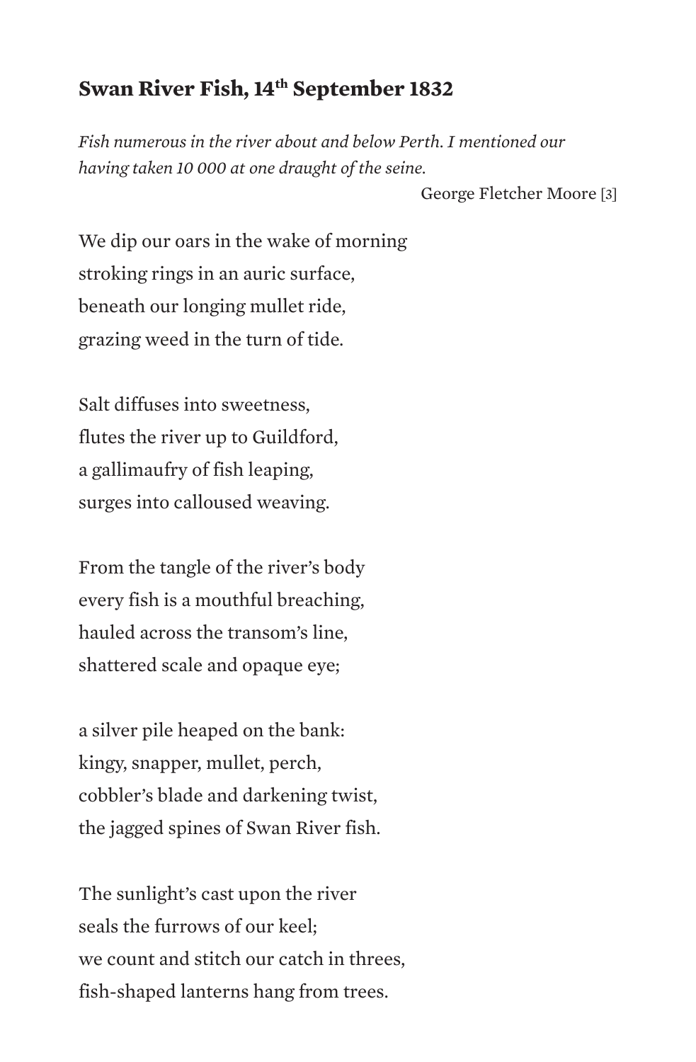## Swan River Fish, 14th September 1832

*Fish numerous in the river about and below Perth. I mentioned our having taken 10 000 at one draught of the seine.*

George Fletcher Moore [3]

We dip our oars in the wake of morning
stroking rings in an auric surface,
beneath our longing mullet ride,
grazing weed in the turn of tide.

Salt diffuses into sweetness,
flutes the river up to Guildford,
a gallimaufry of fish leaping,
surges into calloused weaving.

From the tangle of the river's body
every fish is a mouthful breaching,
hauled across the transom's line,
shattered scale and opaque eye;

a silver pile heaped on the bank:
kingy, snapper, mullet, perch,
cobbler's blade and darkening twist,
the jagged spines of Swan River fish.

The sunlight's cast upon the river
seals the furrows of our keel;
we count and stitch our catch in threes,
fish-shaped lanterns hang from trees.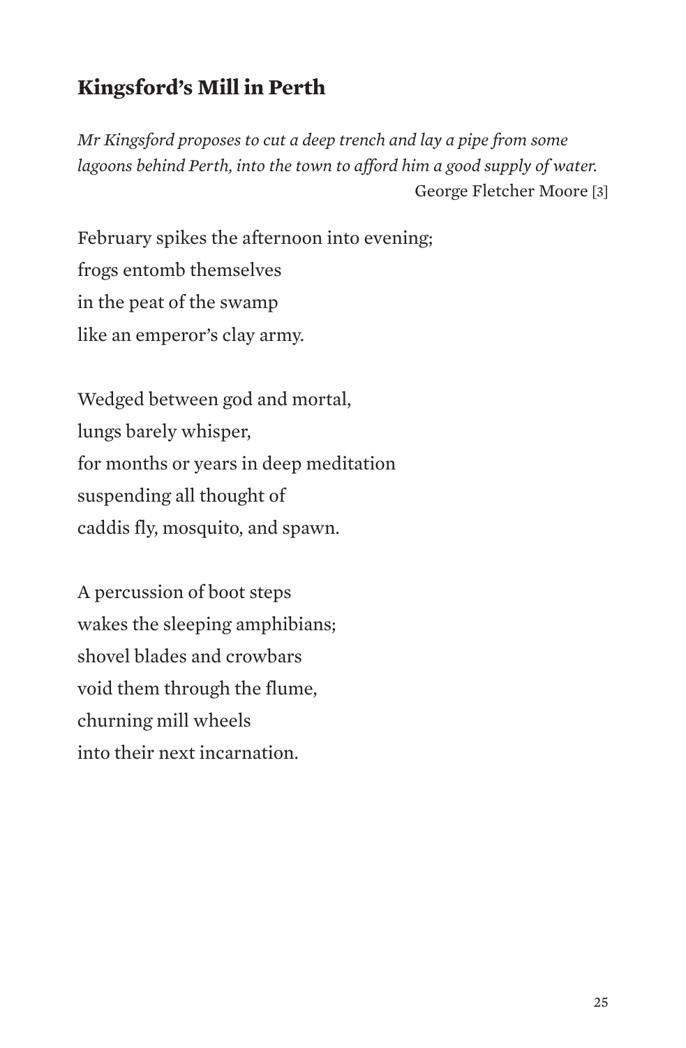## Kingsford's Mill in Perth

*Mr Kingsford proposes to cut a deep trench and lay a pipe from some lagoons behind Perth, into the town to afford him a good supply of water.*

George Fletcher Moore [3]

February spikes the afternoon into evening;  
frogs entomb themselves  
in the peat of the swamp  
like an emperor's clay army.

Wedged between god and mortal,  
lungs barely whisper,  
for months or years in deep meditation  
suspending all thought of  
caddis fly, mosquito, and spawn.

A percussion of boot steps  
wakes the sleeping amphibians;  
shovel blades and crowbars  
void them through the flume,  
churning mill wheels  
into their next incarnation.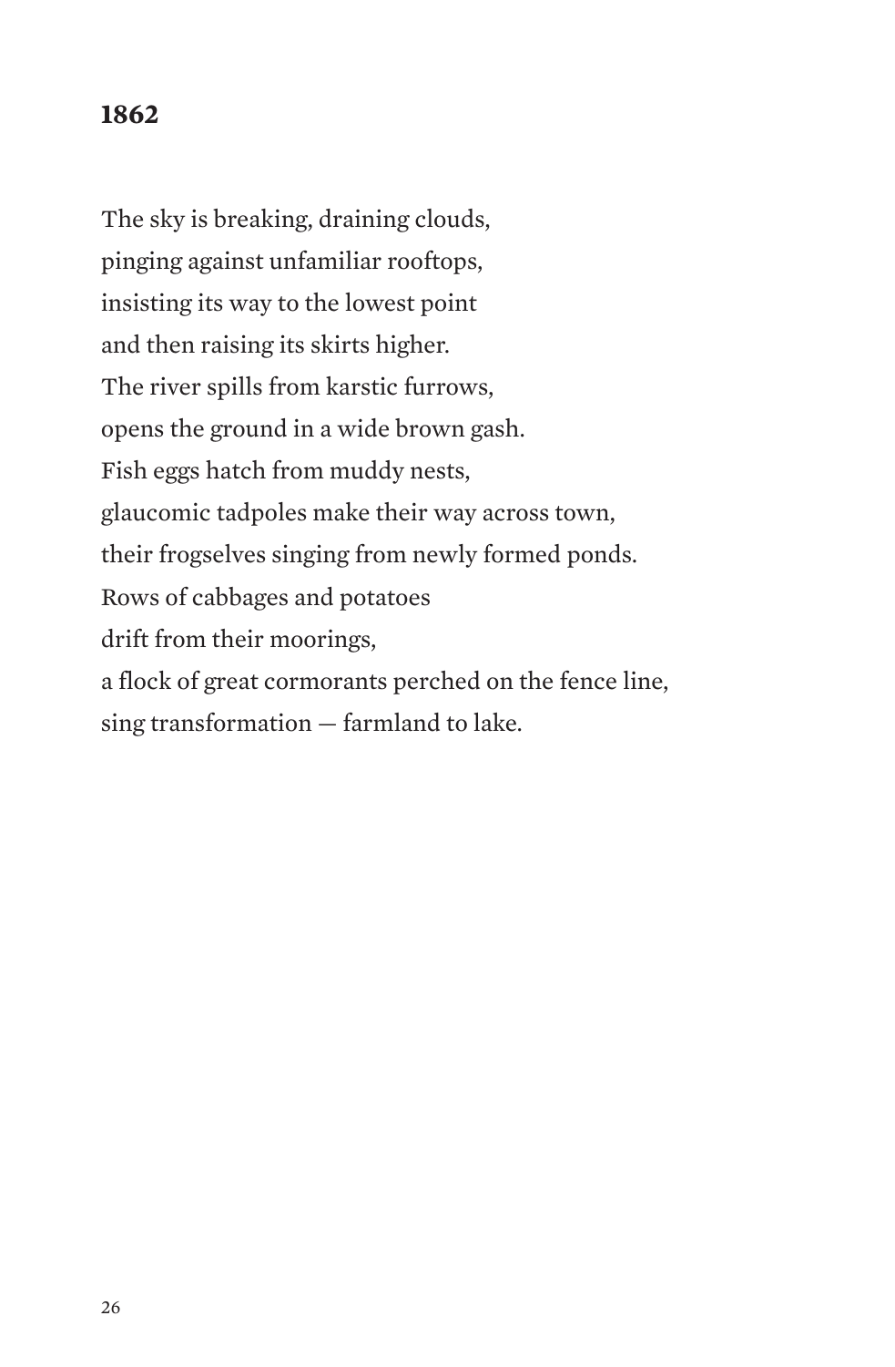## 1862

The sky is breaking, draining clouds,  
pinging against unfamiliar rooftops,  
insisting its way to the lowest point  
and then raising its skirts higher.  
The river spills from karstic furrows,  
opens the ground in a wide brown gash.  
Fish eggs hatch from muddy nests,  
glaucomic tadpoles make their way across town,  
their frogselves singing from newly formed ponds.  
Rows of cabbages and potatoes  
drift from their moorings,  
a flock of great cormorants perched on the fence line,  
sing transformation — farmland to lake.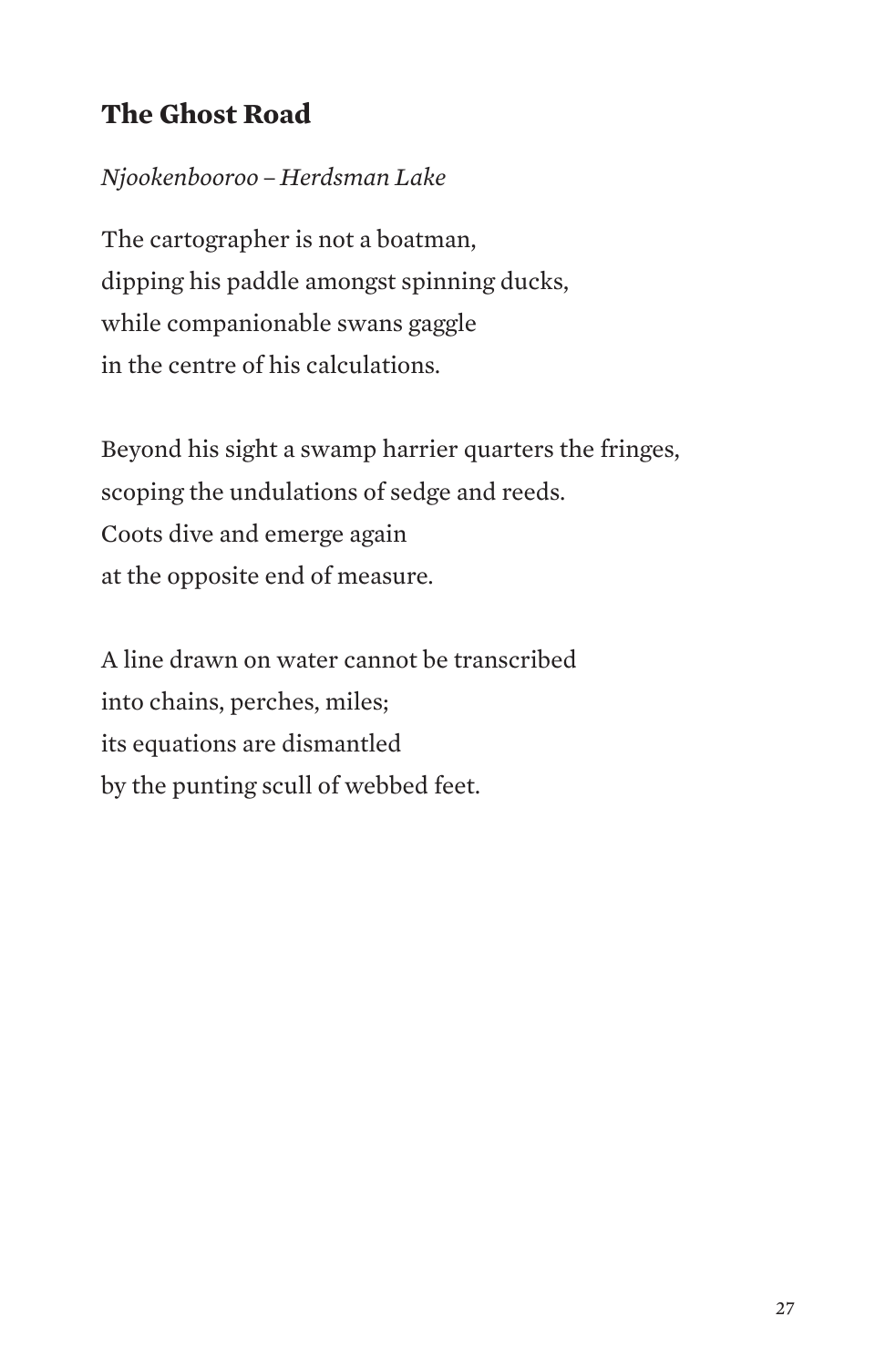## The Ghost Road

*Njookenbooroo – Herdsman Lake*

The cartographer is not a boatman,  
dipping his paddle amongst spinning ducks,  
while companionable swans gaggle  
in the centre of his calculations.

Beyond his sight a swamp harrier quarters the fringes,  
scoping the undulations of sedge and reeds.  
Coots dive and emerge again  
at the opposite end of measure.

A line drawn on water cannot be transcribed  
into chains, perches, miles;  
its equations are dismantled  
by the punting scull of webbed feet.